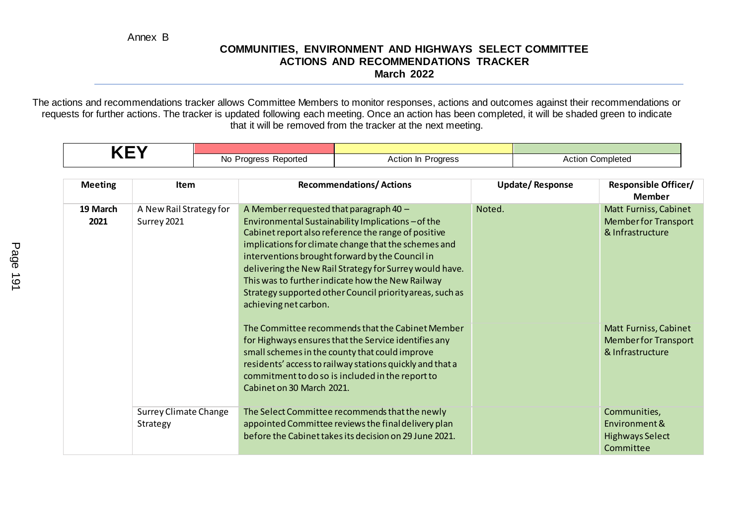Annex B

# COMMUNITIES, ENVIRONMENT AND HIGHWAYS SELECT COMMITTEE
## ACTIONS AND RECOMMENDATIONS TRACKER
### March 2022

The actions and recommendations tracker allows Committee Members to monitor responses, actions and outcomes against their recommendations or requests for further actions. The tracker is updated following each meeting. Once an action has been completed, it will be shaded green to indicate that it will be removed from the tracker at the next meeting.

| KEY | No Progress Reported | Action In Progress | Action Completed |
|---|---|---|---|

| Meeting | Item | Recommendations/ Actions | Update/ Response | Responsible Officer/ Member |
|---|---|---|---|---|
| **19 March 2021** | A New Rail Strategy for Surrey 2021 | A Member requested that paragraph 40 – Environmental Sustainability Implications – of the Cabinet report also reference the range of positive implications for climate change that the schemes and interventions brought forward by the Council in delivering the New Rail Strategy for Surrey would have. This was to further indicate how the New Railway Strategy supported other Council priority areas, such as achieving net carbon. | Noted. | Matt Furniss, Cabinet Member for Transport & Infrastructure |
| | | The Committee recommends that the Cabinet Member for Highways ensures that the Service identifies any small schemes in the county that could improve residents' access to railway stations quickly and that a commitment to do so is included in the report to Cabinet on 30 March 2021. | | Matt Furniss, Cabinet Member for Transport & Infrastructure |
| | Surrey Climate Change Strategy | The Select Committee recommends that the newly appointed Committee reviews the final delivery plan before the Cabinet takes its decision on 29 June 2021. | | Communities, Environment & Highways Select Committee |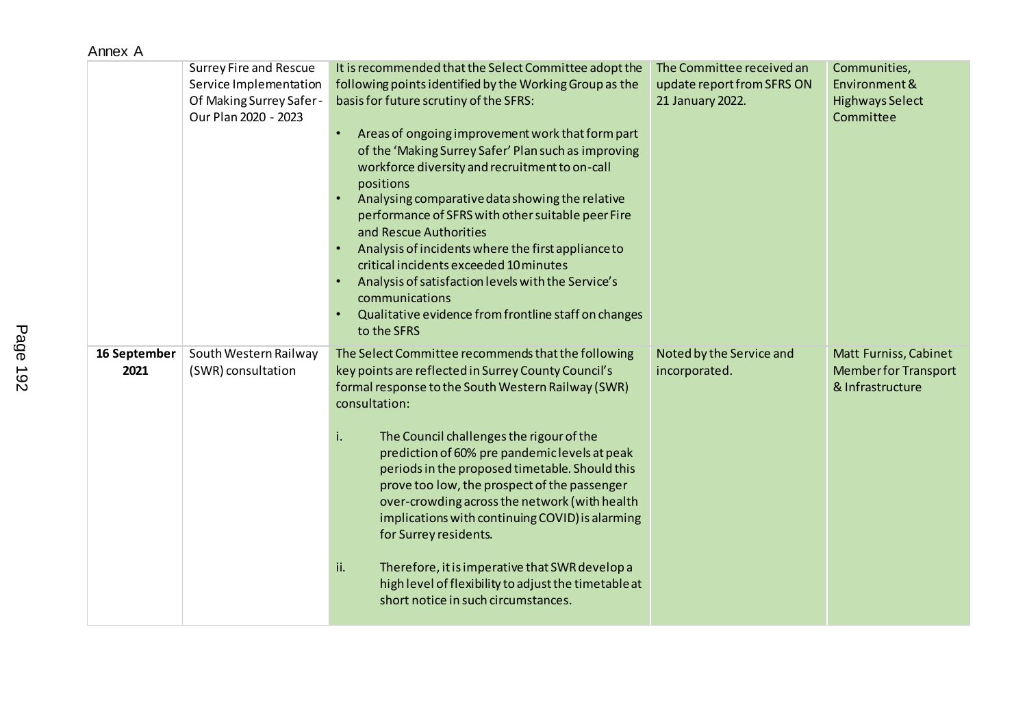Annex A

| | | | | |
|---|---|---|---|---|
| | Surrey Fire and Rescue Service Implementation Of Making Surrey Safer - Our Plan 2020 - 2023 | It is recommended that the Select Committee adopt the following points identified by the Working Group as the basis for future scrutiny of the SFRS:<br><br>• Areas of ongoing improvement work that form part of the 'Making Surrey Safer' Plan such as improving workforce diversity and recruitment to on-call positions<br>• Analysing comparative data showing the relative performance of SFRS with other suitable peer Fire and Rescue Authorities<br>• Analysis of incidents where the first appliance to critical incidents exceeded 10 minutes<br>• Analysis of satisfaction levels with the Service's communications<br>• Qualitative evidence from frontline staff on changes to the SFRS | The Committee received an update report from SFRS ON 21 January 2022. | Communities, Environment & Highways Select Committee |
| **16 September 2021** | South Western Railway (SWR) consultation | The Select Committee recommends that the following key points are reflected in Surrey County Council's formal response to the South Western Railway (SWR) consultation:<br><br>i. The Council challenges the rigour of the prediction of 60% pre pandemic levels at peak periods in the proposed timetable. Should this prove too low, the prospect of the passenger over-crowding across the network (with health implications with continuing COVID) is alarming for Surrey residents.<br><br>ii. Therefore, it is imperative that SWR develop a high level of flexibility to adjust the timetable at short notice in such circumstances. | Noted by the Service and incorporated. | Matt Furniss, Cabinet Member for Transport & Infrastructure |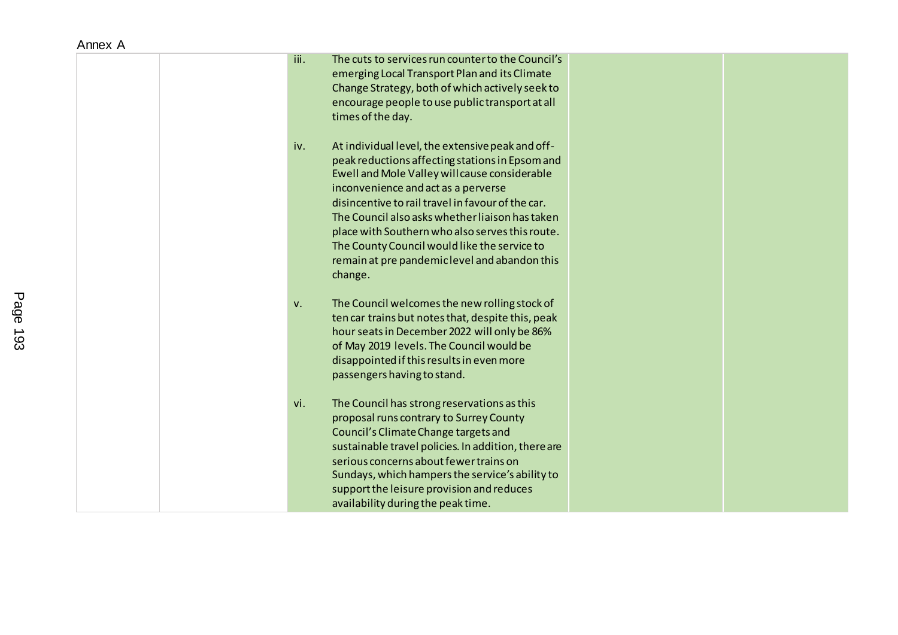Annex A

| | | | | |
|---|---|---|---|---|
| | | iii. The cuts to services run counter to the Council's emerging Local Transport Plan and its Climate Change Strategy, both of which actively seek to encourage people to use public transport at all times of the day.<br><br>iv. At individual level, the extensive peak and off-peak reductions affecting stations in Epsom and Ewell and Mole Valley will cause considerable inconvenience and act as a perverse disincentive to rail travel in favour of the car. The Council also asks whether liaison has taken place with Southern who also serves this route. The County Council would like the service to remain at pre pandemic level and abandon this change.<br><br>v. The Council welcomes the new rolling stock of ten car trains but notes that, despite this, peak hour seats in December 2022 will only be 86% of May 2019 levels. The Council would be disappointed if this results in even more passengers having to stand.<br><br>vi. The Council has strong reservations as this proposal runs contrary to Surrey County Council's Climate Change targets and sustainable travel policies. In addition, there are serious concerns about fewer trains on Sundays, which hampers the service's ability to support the leisure provision and reduces availability during the peak time. | | |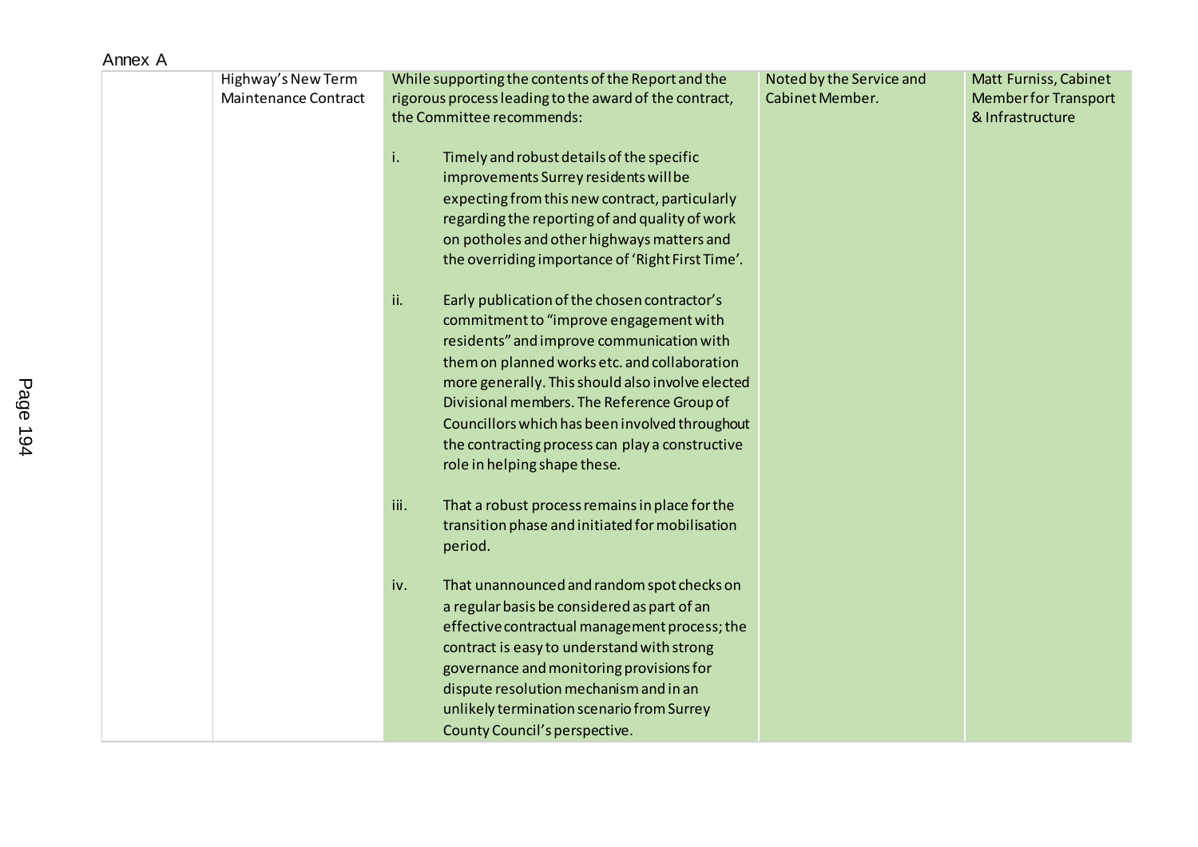Annex A

| | | | | |
|---|---|---|---|---|
| | Highway's New Term Maintenance Contract | While supporting the contents of the Report and the rigorous process leading to the award of the contract, the Committee recommends:<br><br>i. Timely and robust details of the specific improvements Surrey residents will be expecting from this new contract, particularly regarding the reporting of and quality of work on potholes and other highways matters and the overriding importance of 'Right First Time'.<br><br>ii. Early publication of the chosen contractor's commitment to "improve engagement with residents" and improve communication with them on planned works etc. and collaboration more generally. This should also involve elected Divisional members. The Reference Group of Councillors which has been involved throughout the contracting process can play a constructive role in helping shape these.<br><br>iii. That a robust process remains in place for the transition phase and initiated for mobilisation period.<br><br>iv. That unannounced and random spot checks on a regular basis be considered as part of an effective contractual management process; the contract is easy to understand with strong governance and monitoring provisions for dispute resolution mechanism and in an unlikely termination scenario from Surrey County Council's perspective. | Noted by the Service and Cabinet Member. | Matt Furniss, Cabinet Member for Transport & Infrastructure |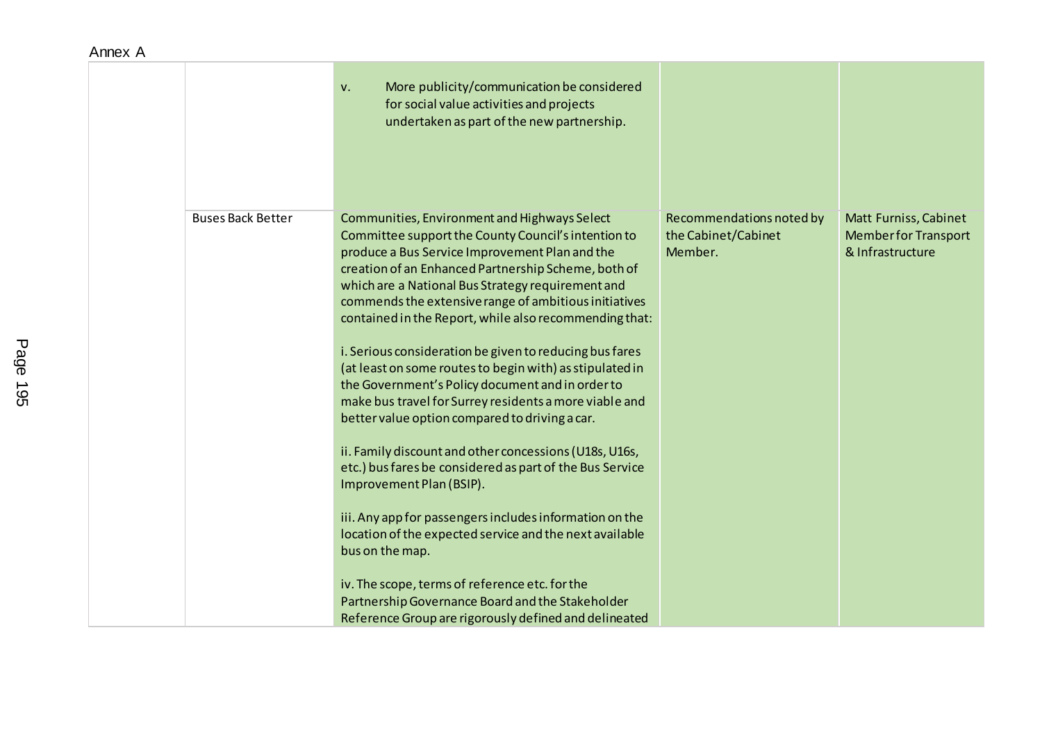Annex A

| | | | | |
|---|---|---|---|---|
| | | v. More publicity/communication be considered for social value activities and projects undertaken as part of the new partnership. | | |
| | Buses Back Better | Communities, Environment and Highways Select Committee support the County Council's intention to produce a Bus Service Improvement Plan and the creation of an Enhanced Partnership Scheme, both of which are a National Bus Strategy requirement and commends the extensive range of ambitious initiatives contained in the Report, while also recommending that:<br><br>i. Serious consideration be given to reducing bus fares (at least on some routes to begin with) as stipulated in the Government's Policy document and in order to make bus travel for Surrey residents a more viable and better value option compared to driving a car.<br><br>ii. Family discount and other concessions (U18s, U16s, etc.) bus fares be considered as part of the Bus Service Improvement Plan (BSIP).<br><br>iii. Any app for passengers includes information on the location of the expected service and the next available bus on the map.<br><br>iv. The scope, terms of reference etc. for the Partnership Governance Board and the Stakeholder Reference Group are rigorously defined and delineated | Recommendations noted by the Cabinet/Cabinet Member. | Matt Furniss, Cabinet Member for Transport & Infrastructure |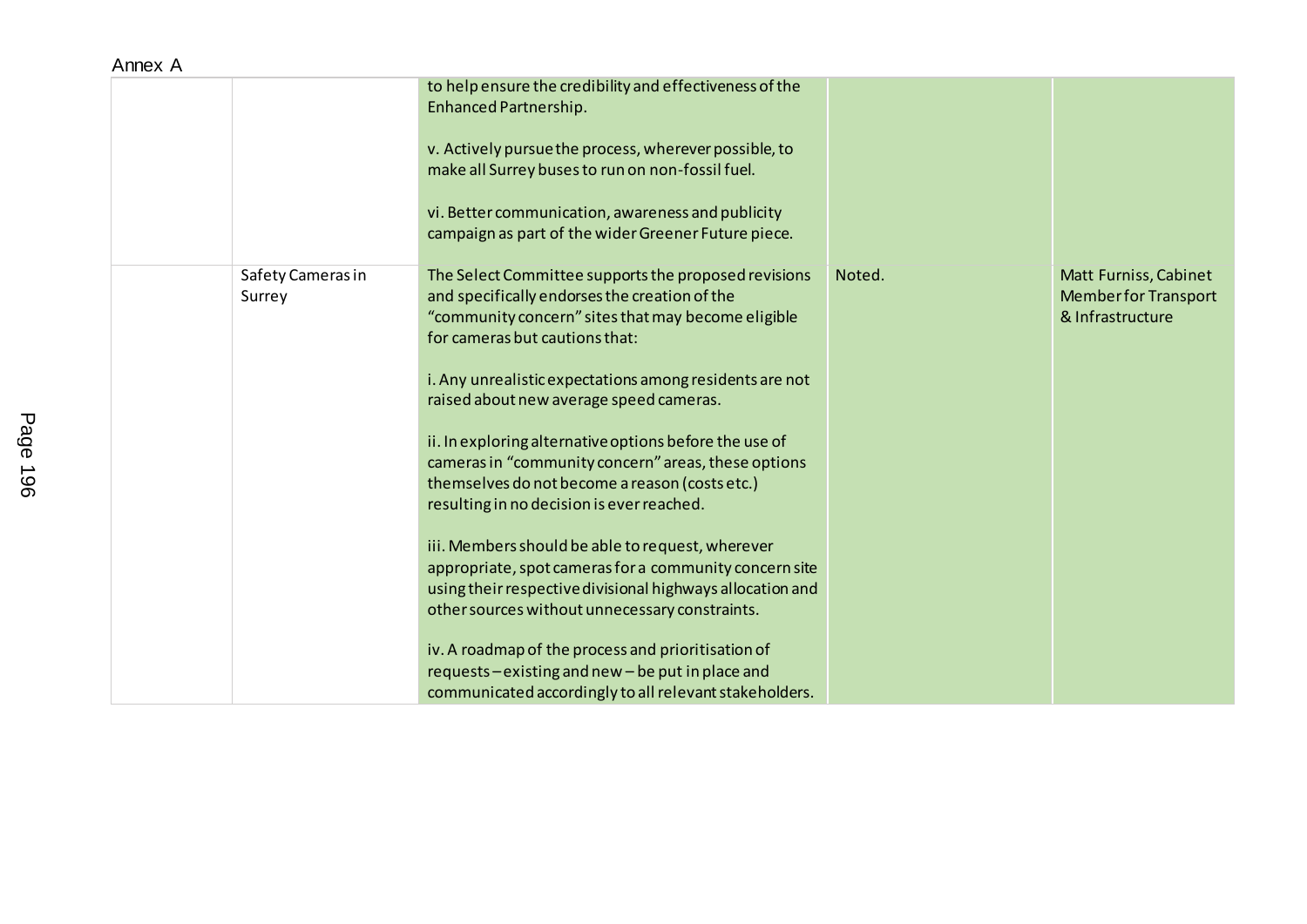Annex A

| | | | | |
|---|---|---|---|---|
| | | to help ensure the credibility and effectiveness of the Enhanced Partnership.<br><br>v. Actively pursue the process, wherever possible, to make all Surrey buses to run on non-fossil fuel.<br><br>vi. Better communication, awareness and publicity campaign as part of the wider Greener Future piece. | | |
| | Safety Cameras in Surrey | The Select Committee supports the proposed revisions and specifically endorses the creation of the "community concern" sites that may become eligible for cameras but cautions that:<br><br>i. Any unrealistic expectations among residents are not raised about new average speed cameras.<br><br>ii. In exploring alternative options before the use of cameras in "community concern" areas, these options themselves do not become a reason (costs etc.) resulting in no decision is ever reached.<br><br>iii. Members should be able to request, wherever appropriate, spot cameras for a community concern site using their respective divisional highways allocation and other sources without unnecessary constraints.<br><br>iv. A roadmap of the process and prioritisation of requests – existing and new – be put in place and communicated accordingly to all relevant stakeholders. | Noted. | Matt Furniss, Cabinet Member for Transport & Infrastructure |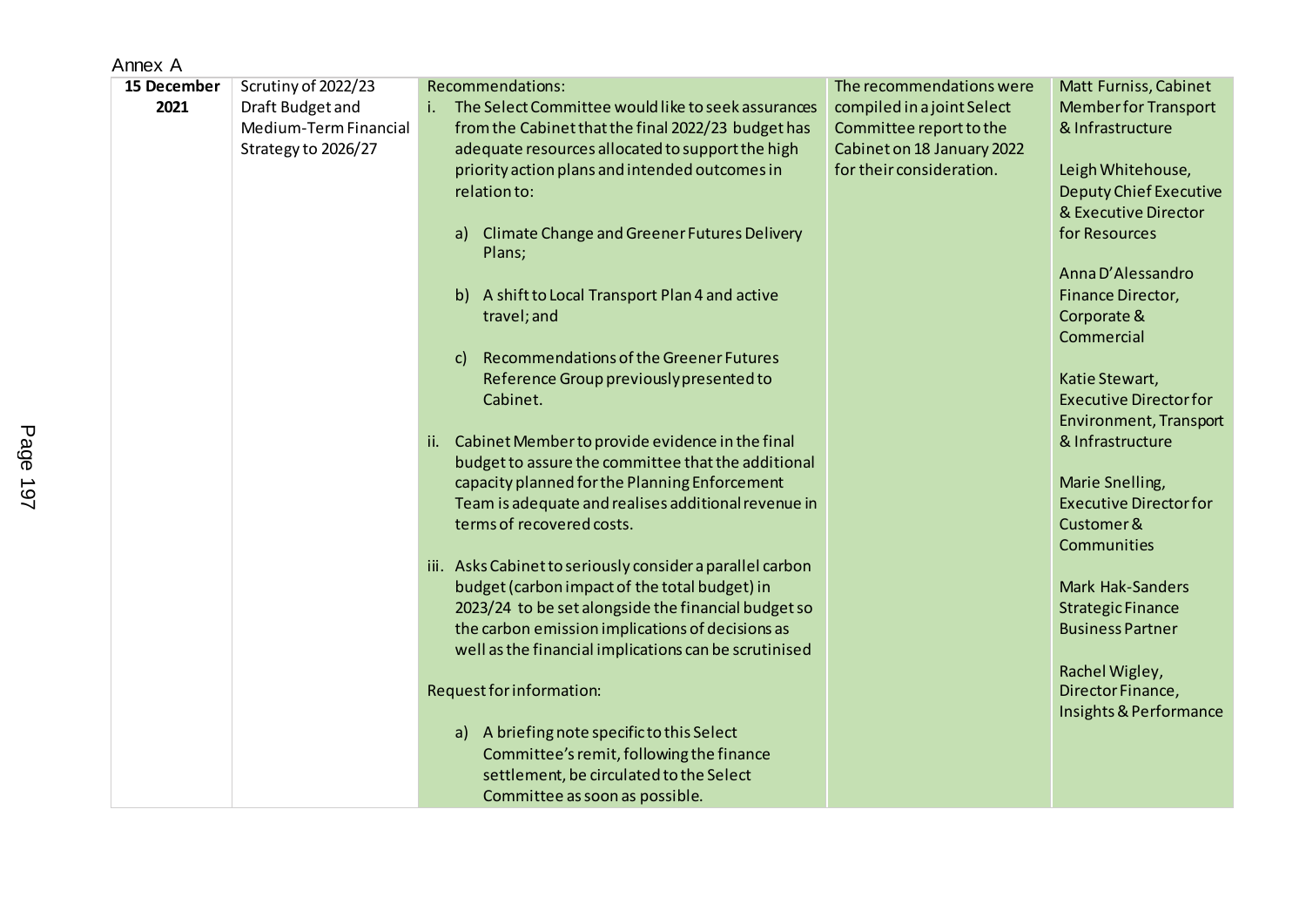Annex A

| 15 December 2021 | Scrutiny of 2022/23 Draft Budget and Medium-Term Financial Strategy to 2026/27 | Recommendations:<br>i. The Select Committee would like to seek assurances from the Cabinet that the final 2022/23 budget has adequate resources allocated to support the high priority action plans and intended outcomes in relation to:<br><br>a) Climate Change and Greener Futures Delivery Plans;<br><br>b) A shift to Local Transport Plan 4 and active travel; and<br><br>c) Recommendations of the Greener Futures Reference Group previously presented to Cabinet.<br><br>ii. Cabinet Member to provide evidence in the final budget to assure the committee that the additional capacity planned for the Planning Enforcement Team is adequate and realises additional revenue in terms of recovered costs.<br><br>iii. Asks Cabinet to seriously consider a parallel carbon budget (carbon impact of the total budget) in 2023/24 to be set alongside the financial budget so the carbon emission implications of decisions as well as the financial implications can be scrutinised<br><br>Request for information:<br><br>a) A briefing note specific to this Select Committee's remit, following the finance settlement, be circulated to the Select Committee as soon as possible. | The recommendations were compiled in a joint Select Committee report to the Cabinet on 18 January 2022 for their consideration. | Matt Furniss, Cabinet Member for Transport & Infrastructure<br><br>Leigh Whitehouse, Deputy Chief Executive & Executive Director for Resources<br><br>Anna D'Alessandro Finance Director, Corporate & Commercial<br><br>Katie Stewart, Executive Director for Environment, Transport & Infrastructure<br><br>Marie Snelling, Executive Director for Customer & Communities<br><br>Mark Hak-Sanders Strategic Finance Business Partner<br><br>Rachel Wigley, Director Finance, Insights & Performance |
|---|---|---|---|---|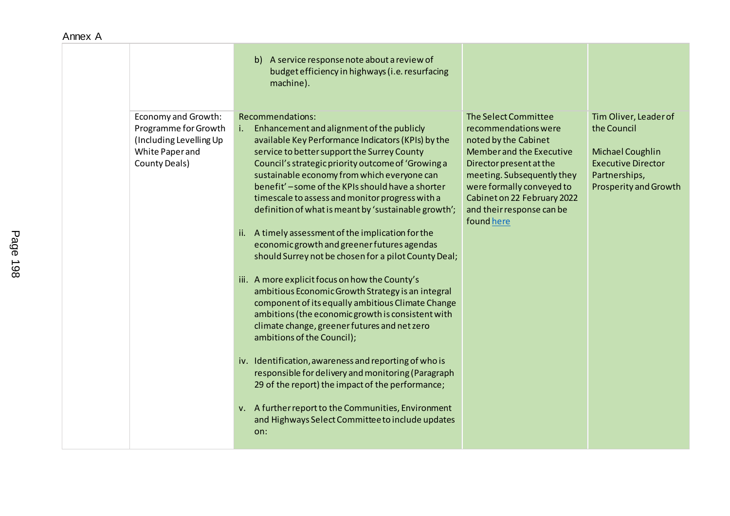Annex A

| | | | | |
|---|---|---|---|---|
| | | b) A service response note about a review of budget efficiency in highways (i.e. resurfacing machine). | | |
| | Economy and Growth: Programme for Growth (Including Levelling Up White Paper and County Deals) | Recommendations:<br>i. Enhancement and alignment of the publicly available Key Performance Indicators (KPIs) by the service to better support the Surrey County Council's strategic priority outcome of 'Growing a sustainable economy from which everyone can benefit' – some of the KPIs should have a shorter timescale to assess and monitor progress with a definition of what is meant by 'sustainable growth';<br><br>ii. A timely assessment of the implication for the economic growth and greener futures agendas should Surrey not be chosen for a pilot County Deal;<br><br>iii. A more explicit focus on how the County's ambitious Economic Growth Strategy is an integral component of its equally ambitious Climate Change ambitions (the economic growth is consistent with climate change, greener futures and net zero ambitions of the Council);<br><br>iv. Identification, awareness and reporting of who is responsible for delivery and monitoring (Paragraph 29 of the report) the impact of the performance;<br><br>v. A further report to the Communities, Environment and Highways Select Committee to include updates on: | The Select Committee recommendations were noted by the Cabinet Member and the Executive Director present at the meeting. Subsequently they were formally conveyed to Cabinet on 22 February 2022 and their response can be found here | Tim Oliver, Leader of the Council<br><br>Michael Coughlin Executive Director Partnerships, Prosperity and Growth |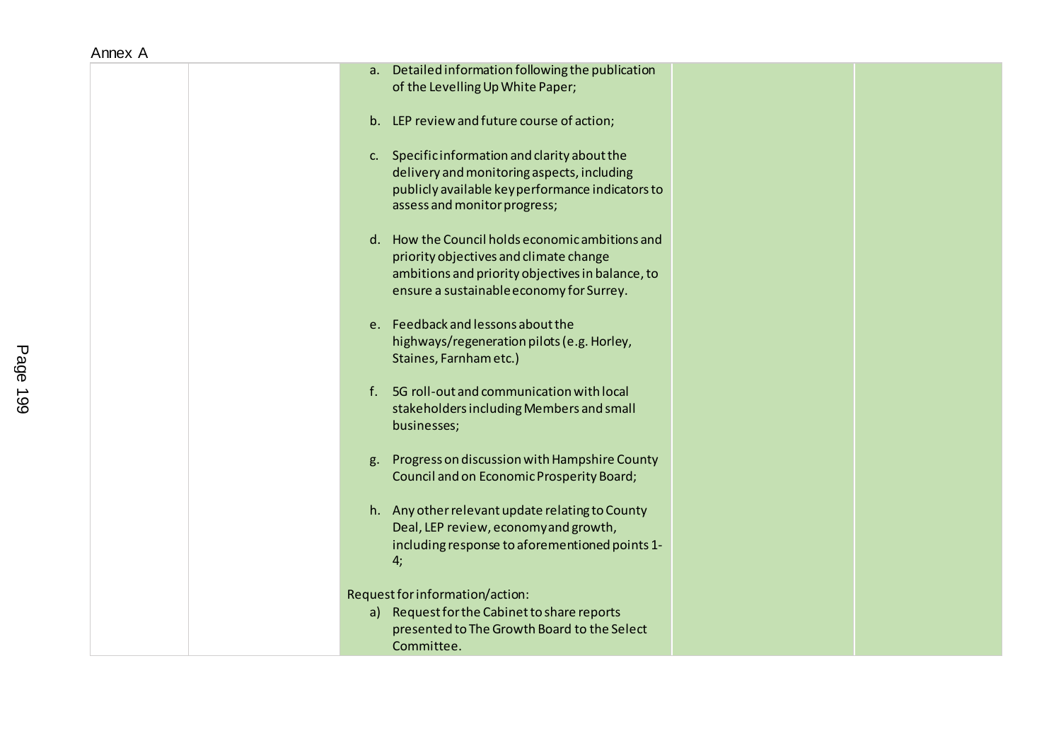Annex A

| | | | | |
|---|---|---|---|---|
| | | a. Detailed information following the publication of the Levelling Up White Paper;<br><br>b. LEP review and future course of action;<br><br>c. Specific information and clarity about the delivery and monitoring aspects, including publicly available key performance indicators to assess and monitor progress;<br><br>d. How the Council holds economic ambitions and priority objectives and climate change ambitions and priority objectives in balance, to ensure a sustainable economy for Surrey.<br><br>e. Feedback and lessons about the highways/regeneration pilots (e.g. Horley, Staines, Farnham etc.)<br><br>f. 5G roll-out and communication with local stakeholders including Members and small businesses;<br><br>g. Progress on discussion with Hampshire County Council and on Economic Prosperity Board;<br><br>h. Any other relevant update relating to County Deal, LEP review, economy and growth, including response to aforementioned points 1-4;<br><br>Request for information/action:<br>a) Request for the Cabinet to share reports presented to The Growth Board to the Select Committee. | | |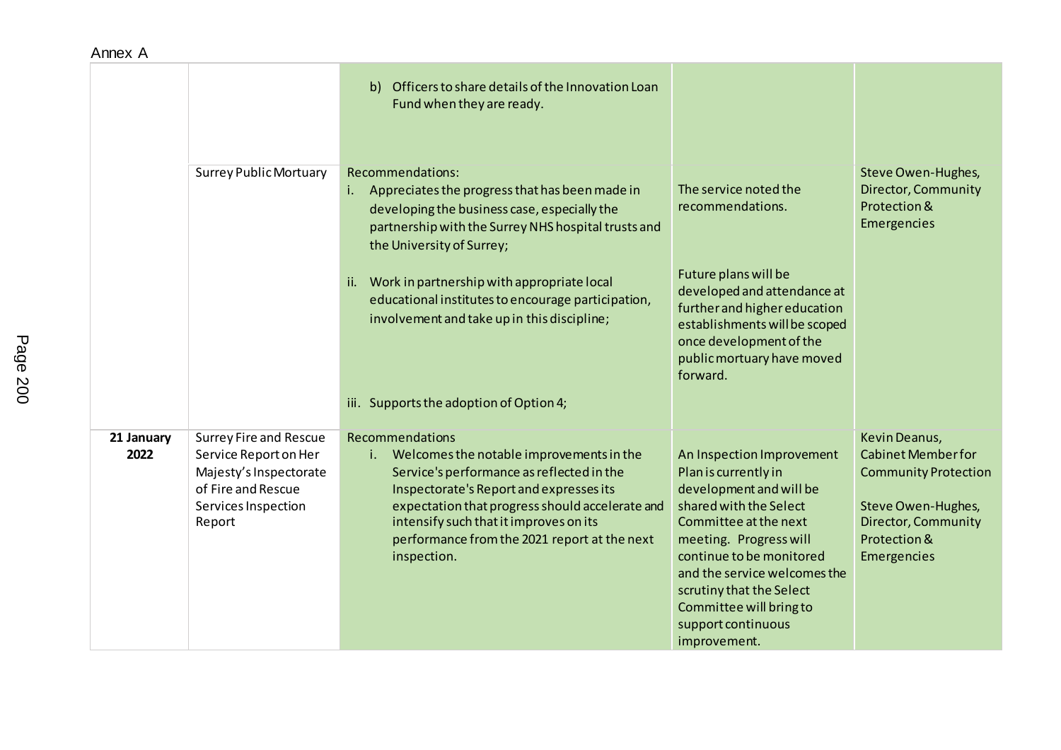Annex A

| | | | | |
|---|---|---|---|---|
| | | b) Officers to share details of the Innovation Loan Fund when they are ready. | | |
| | Surrey Public Mortuary | Recommendations:<br>i. Appreciates the progress that has been made in developing the business case, especially the partnership with the Surrey NHS hospital trusts and the University of Surrey;<br><br>ii. Work in partnership with appropriate local educational institutes to encourage participation, involvement and take up in this discipline;<br><br>iii. Supports the adoption of Option 4; | The service noted the recommendations.<br><br>Future plans will be developed and attendance at further and higher education establishments will be scoped once development of the public mortuary have moved forward. | Steve Owen-Hughes, Director, Community Protection & Emergencies |
| **21 January 2022** | Surrey Fire and Rescue Service Report on Her Majesty's Inspectorate of Fire and Rescue Services Inspection Report | Recommendations<br>i. Welcomes the notable improvements in the Service's performance as reflected in the Inspectorate's Report and expresses its expectation that progress should accelerate and intensify such that it improves on its performance from the 2021 report at the next inspection. | An Inspection Improvement Plan is currently in development and will be shared with the Select Committee at the next meeting. Progress will continue to be monitored and the service welcomes the scrutiny that the Select Committee will bring to support continuous improvement. | Kevin Deanus, Cabinet Member for Community Protection<br><br>Steve Owen-Hughes, Director, Community Protection & Emergencies |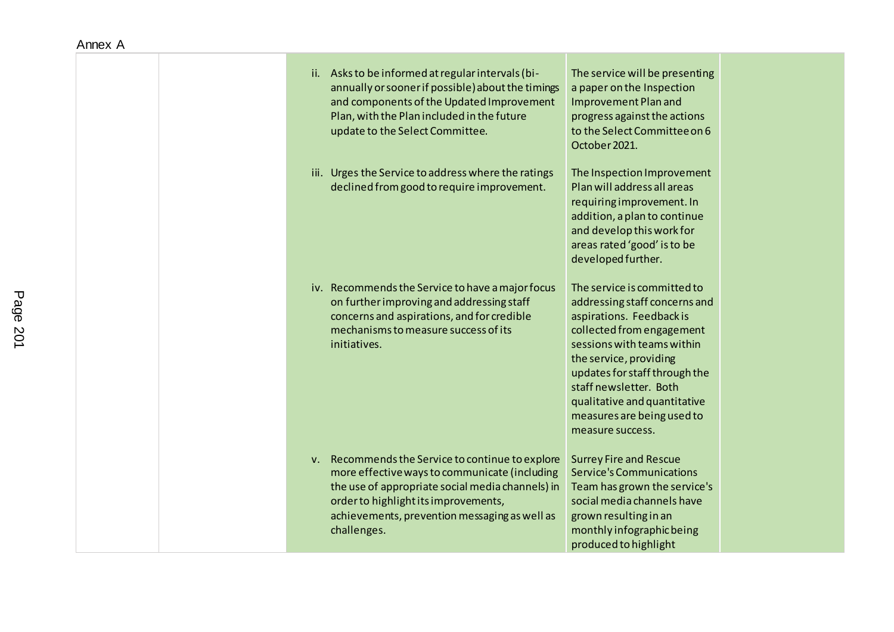Annex A

| | | | | |
|---|---|---|---|---|
| | | ii. Asks to be informed at regular intervals (bi-annually or sooner if possible) about the timings and components of the Updated Improvement Plan, with the Plan included in the future update to the Select Committee. | The service will be presenting a paper on the Inspection Improvement Plan and progress against the actions to the Select Committee on 6 October 2021. | |
| | | iii. Urges the Service to address where the ratings declined from good to require improvement. | The Inspection Improvement Plan will address all areas requiring improvement. In addition, a plan to continue and develop this work for areas rated 'good' is to be developed further. | |
| | | iv. Recommends the Service to have a major focus on further improving and addressing staff concerns and aspirations, and for credible mechanisms to measure success of its initiatives. | The service is committed to addressing staff concerns and aspirations. Feedback is collected from engagement sessions with teams within the service, providing updates for staff through the staff newsletter. Both qualitative and quantitative measures are being used to measure success. | |
| | | v. Recommends the Service to continue to explore more effective ways to communicate (including the use of appropriate social media channels) in order to highlight its improvements, achievements, prevention messaging as well as challenges. | Surrey Fire and Rescue Service's Communications Team has grown the service's social media channels have grown resulting in an monthly infographic being produced to highlight | |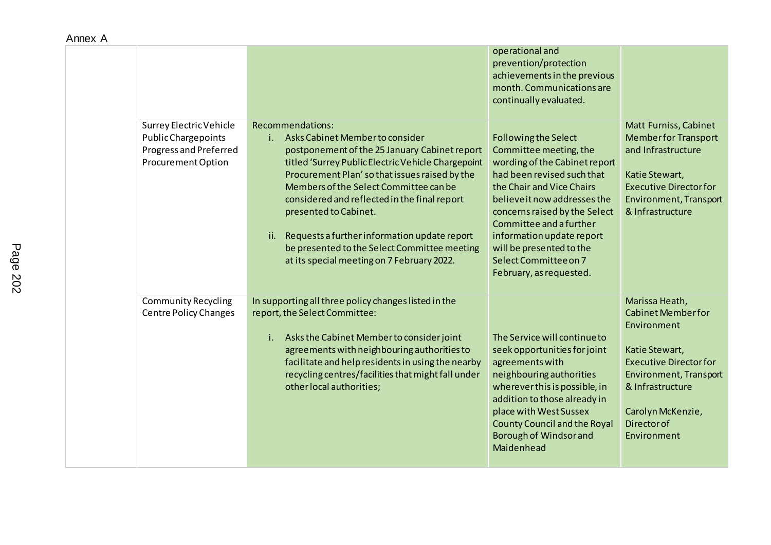Annex A

| | | | | |
|---|---|---|---|---|
| | | | operational and prevention/protection achievements in the previous month. Communications are continually evaluated. | |
| | Surrey Electric Vehicle Public Chargepoints Progress and Preferred Procurement Option | Recommendations:<br>i. Asks Cabinet Member to consider postponement of the 25 January Cabinet report titled 'Surrey Public Electric Vehicle Chargepoint Procurement Plan' so that issues raised by the Members of the Select Committee can be considered and reflected in the final report presented to Cabinet.<br><br>ii. Requests a further information update report be presented to the Select Committee meeting at its special meeting on 7 February 2022. | Following the Select Committee meeting, the wording of the Cabinet report had been revised such that the Chair and Vice Chairs believe it now addresses the concerns raised by the Select Committee and a further information update report will be presented to the Select Committee on 7 February, as requested. | Matt Furniss, Cabinet Member for Transport and Infrastructure<br><br>Katie Stewart, Executive Director for Environment, Transport & Infrastructure |
| | Community Recycling Centre Policy Changes | In supporting all three policy changes listed in the report, the Select Committee:<br><br>i. Asks the Cabinet Member to consider joint agreements with neighbouring authorities to facilitate and help residents in using the nearby recycling centres/facilities that might fall under other local authorities; | The Service will continue to seek opportunities for joint agreements with neighbouring authorities wherever this is possible, in addition to those already in place with West Sussex County Council and the Royal Borough of Windsor and Maidenhead | Marissa Heath, Cabinet Member for Environment<br><br>Katie Stewart, Executive Director for Environment, Transport & Infrastructure<br><br>Carolyn McKenzie, Director of Environment |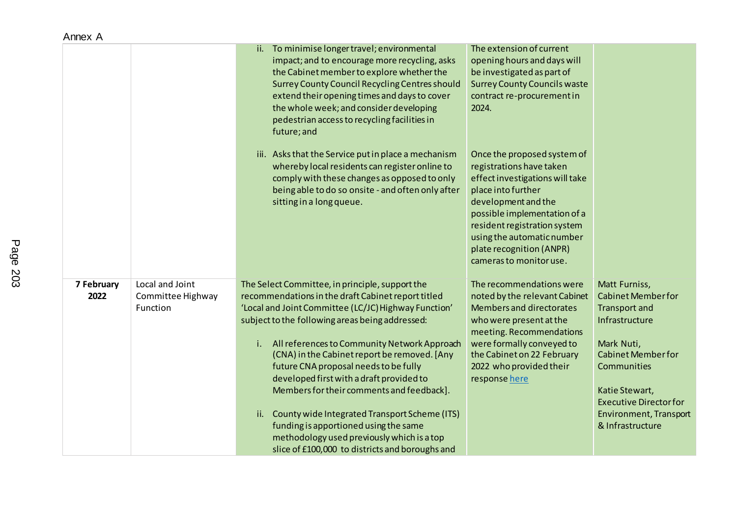Annex A

| | | | | |
|---|---|---|---|---|
| | | ii. To minimise longer travel; environmental impact; and to encourage more recycling, asks the Cabinet member to explore whether the Surrey County Council Recycling Centres should extend their opening times and days to cover the whole week; and consider developing pedestrian access to recycling facilities in future; and<br><br>iii. Asks that the Service put in place a mechanism whereby local residents can register online to comply with these changes as opposed to only being able to do so onsite - and often only after sitting in a long queue. | The extension of current opening hours and days will be investigated as part of Surrey County Councils waste contract re-procurement in 2024.<br><br>Once the proposed system of registrations have taken effect investigations will take place into further development and the possible implementation of a resident registration system using the automatic number plate recognition (ANPR) cameras to monitor use. | |
| **7 February 2022** | Local and Joint Committee Highway Function | The Select Committee, in principle, support the recommendations in the draft Cabinet report titled 'Local and Joint Committee (LC/JC) Highway Function' subject to the following areas being addressed:<br><br>i. All references to Community Network Approach (CNA) in the Cabinet report be removed. [Any future CNA proposal needs to be fully developed first with a draft provided to Members for their comments and feedback].<br><br>ii. County wide Integrated Transport Scheme (ITS) funding is apportioned using the same methodology used previously which is a top slice of £100,000 to districts and boroughs and | The recommendations were noted by the relevant Cabinet Members and directorates who were present at the meeting. Recommendations were formally conveyed to the Cabinet on 22 February 2022 who provided their response here | Matt Furniss, Cabinet Member for Transport and Infrastructure<br><br>Mark Nuti, Cabinet Member for Communities<br><br>Katie Stewart, Executive Director for Environment, Transport & Infrastructure |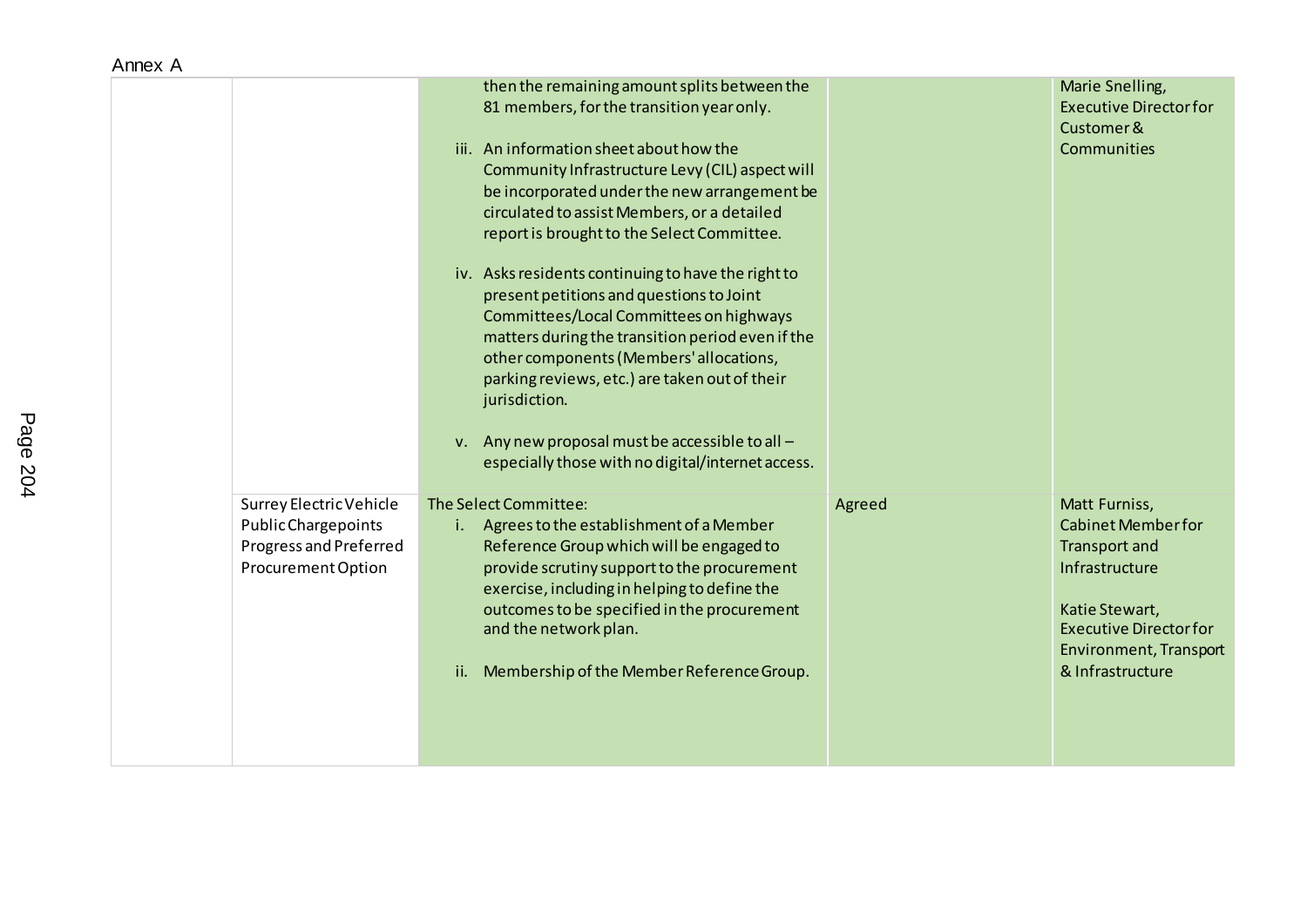Annex A

| | | | | |
|---|---|---|---|---|
| | | then the remaining amount splits between the 81 members, for the transition year only.<br><br>iii. An information sheet about how the Community Infrastructure Levy (CIL) aspect will be incorporated under the new arrangement be circulated to assist Members, or a detailed report is brought to the Select Committee.<br><br>iv. Asks residents continuing to have the right to present petitions and questions to Joint Committees/Local Committees on highways matters during the transition period even if the other components (Members' allocations, parking reviews, etc.) are taken out of their jurisdiction.<br><br>v. Any new proposal must be accessible to all – especially those with no digital/internet access. | | Marie Snelling, Executive Director for Customer & Communities |
| | Surrey Electric Vehicle Public Chargepoints Progress and Preferred Procurement Option | The Select Committee:<br>i. Agrees to the establishment of a Member Reference Group which will be engaged to provide scrutiny support to the procurement exercise, including in helping to define the outcomes to be specified in the procurement and the network plan.<br><br>ii. Membership of the Member Reference Group. | Agreed | Matt Furniss, Cabinet Member for Transport and Infrastructure<br><br>Katie Stewart, Executive Director for Environment, Transport & Infrastructure |